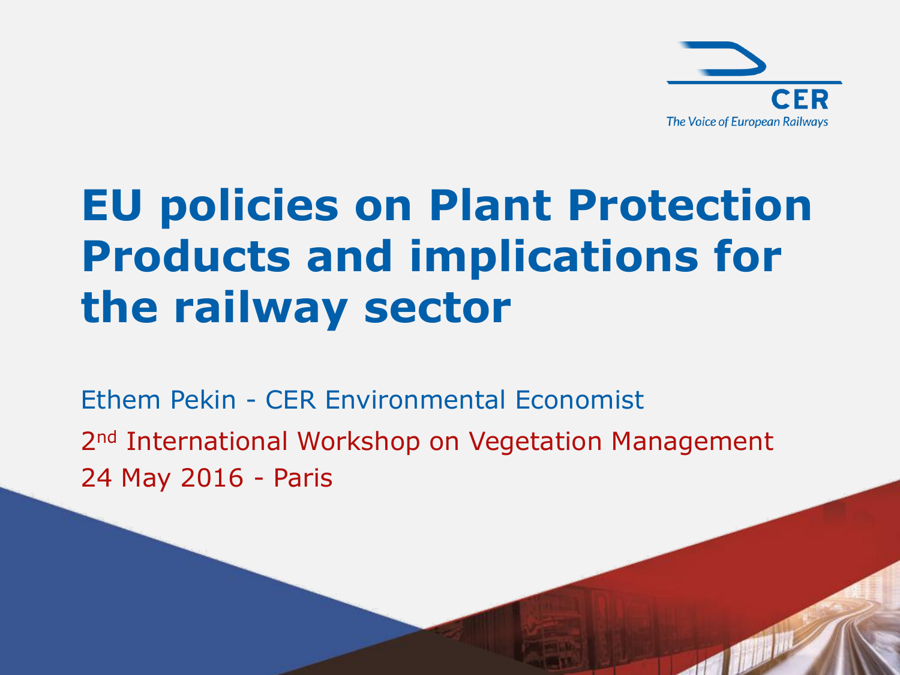CER

*The Voice of European Railways*

# EU policies on Plant Protection Products and implications for the railway sector

Ethem Pekin - CER Environmental Economist

2nd International Workshop on Vegetation Management

24 May 2016 - Paris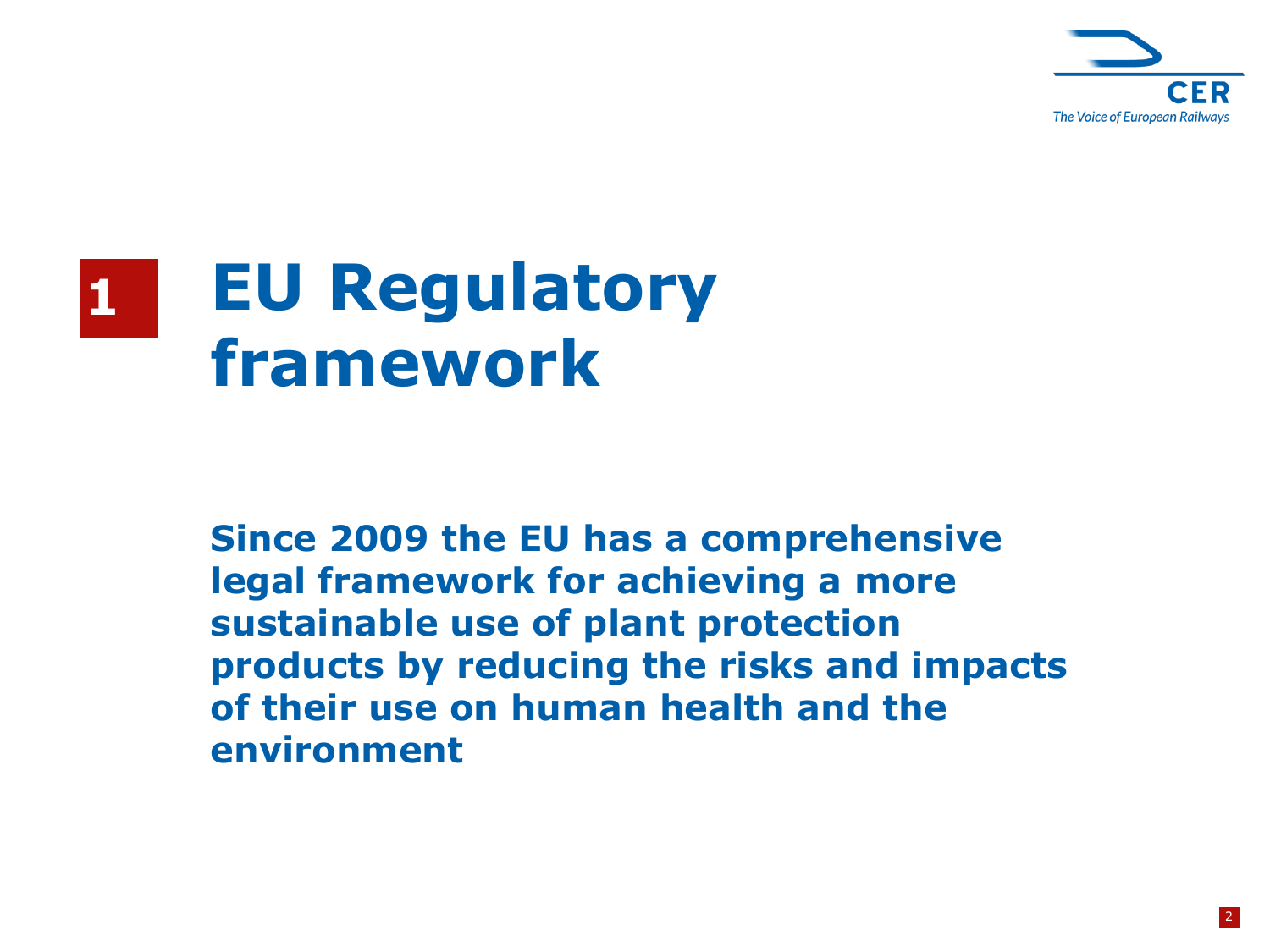# 1 EU Regulatory framework

**Since 2009 the EU has a comprehensive legal framework for achieving a more sustainable use of plant protection products by reducing the risks and impacts of their use on human health and the environment**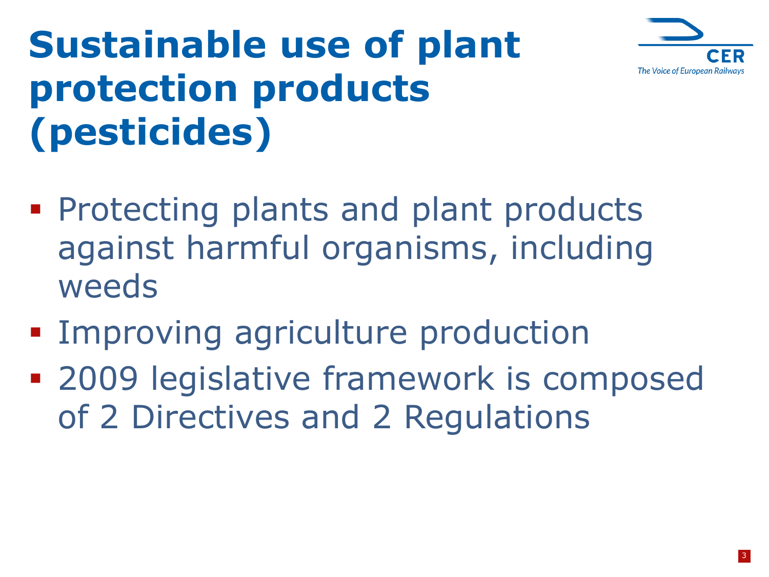# Sustainable use of plant protection products (pesticides)

- Protecting plants and plant products against harmful organisms, including weeds
- Improving agriculture production
- 2009 legislative framework is composed of 2 Directives and 2 Regulations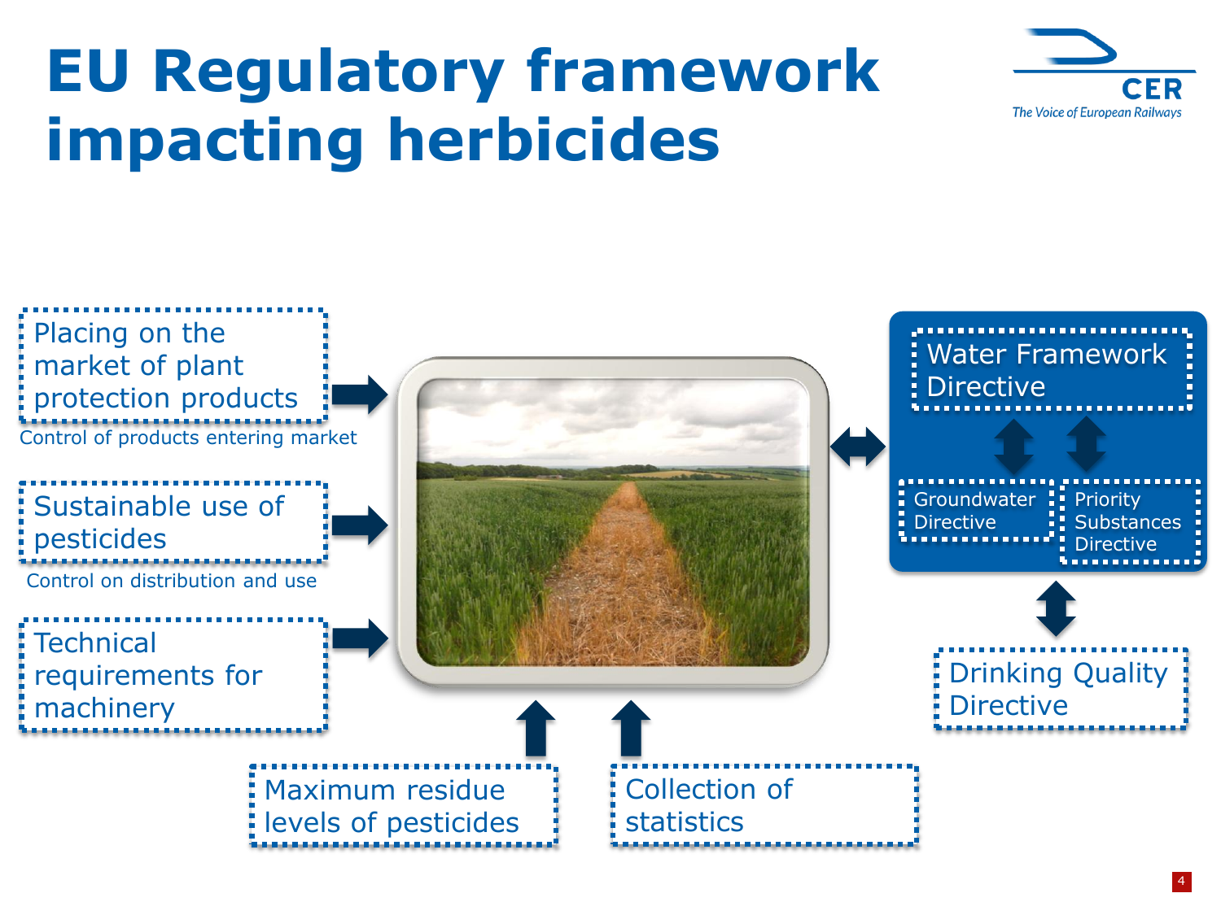# EU Regulatory framework impacting herbicides

- Placing on the market of plant protection products
  - Control of products entering market
- Sustainable use of pesticides
  - Control on distribution and use
- Technical requirements for machinery
- Maximum residue levels of pesticides
- Collection of statistics
- Water Framework Directive
  - Groundwater Directive
  - Priority Substances Directive
- Drinking Quality Directive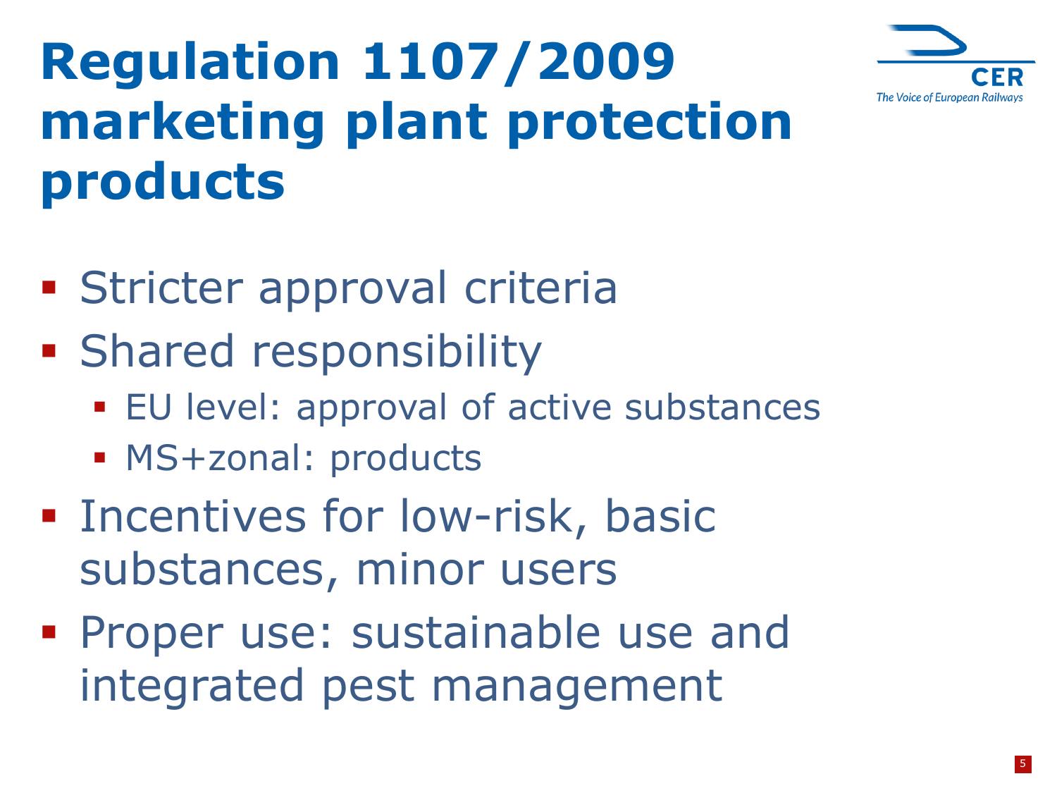# Regulation 1107/2009 marketing plant protection products

- Stricter approval criteria
- Shared responsibility
  - EU level: approval of active substances
  - MS+zonal: products
- Incentives for low-risk, basic substances, minor users
- Proper use: sustainable use and integrated pest management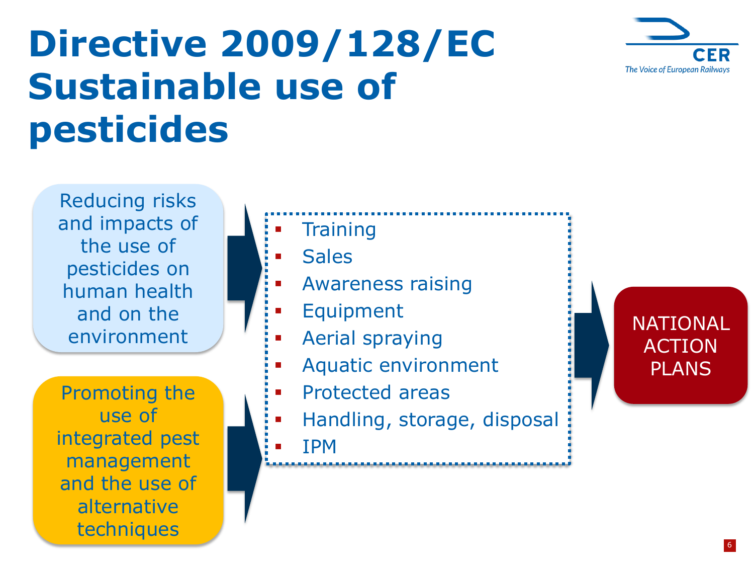# Directive 2009/128/EC Sustainable use of pesticides

The Voice of European Railways

Reducing risks and impacts of the use of pesticides on human health and on the environment

Promoting the use of integrated pest management and the use of alternative techniques

- Training
- Sales
- Awareness raising
- Equipment
- Aerial spraying
- Aquatic environment
- Protected areas
- Handling, storage, disposal
- IPM

NATIONAL ACTION PLANS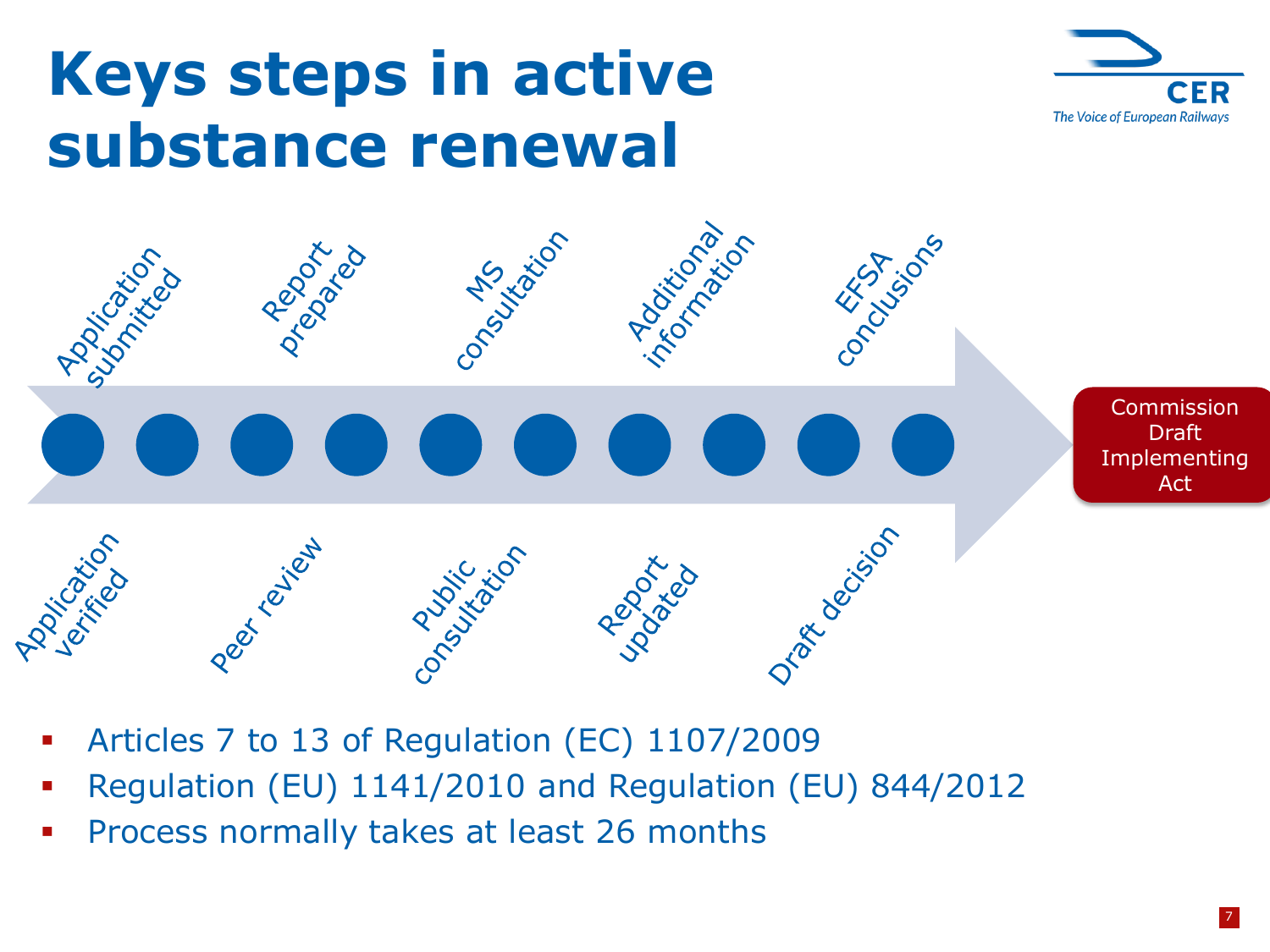# Keys steps in active substance renewal

1. Application submitted
2. Application verified
3. Report prepared
4. Peer review
5. MS consultation
6. Public consultation
7. Additional information
8. Report updated
9. EFSA conclusions
10. Draft decision

→ Commission Draft Implementing Act

- Articles 7 to 13 of Regulation (EC) 1107/2009
- Regulation (EU) 1141/2010 and Regulation (EU) 844/2012
- Process normally takes at least 26 months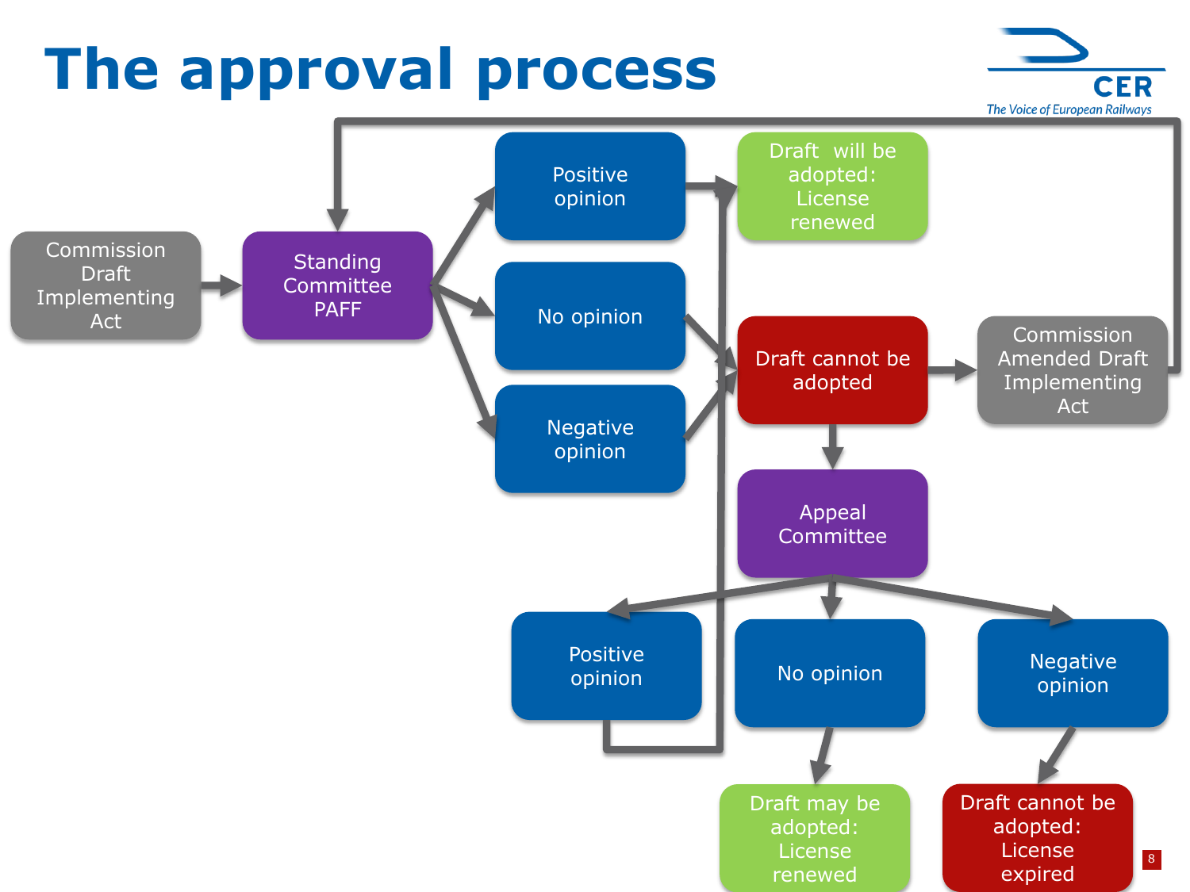# The approval process

CER
The Voice of European Railways

Commission Draft Implementing Act

Standing Committee PAFF

Positive opinion

No opinion

Negative opinion

Draft will be adopted: License renewed

Draft cannot be adopted

Commission Amended Draft Implementing Act

Appeal Committee

Positive opinion

No opinion

Negative opinion

Draft may be adopted: License renewed

Draft cannot be adopted: License expired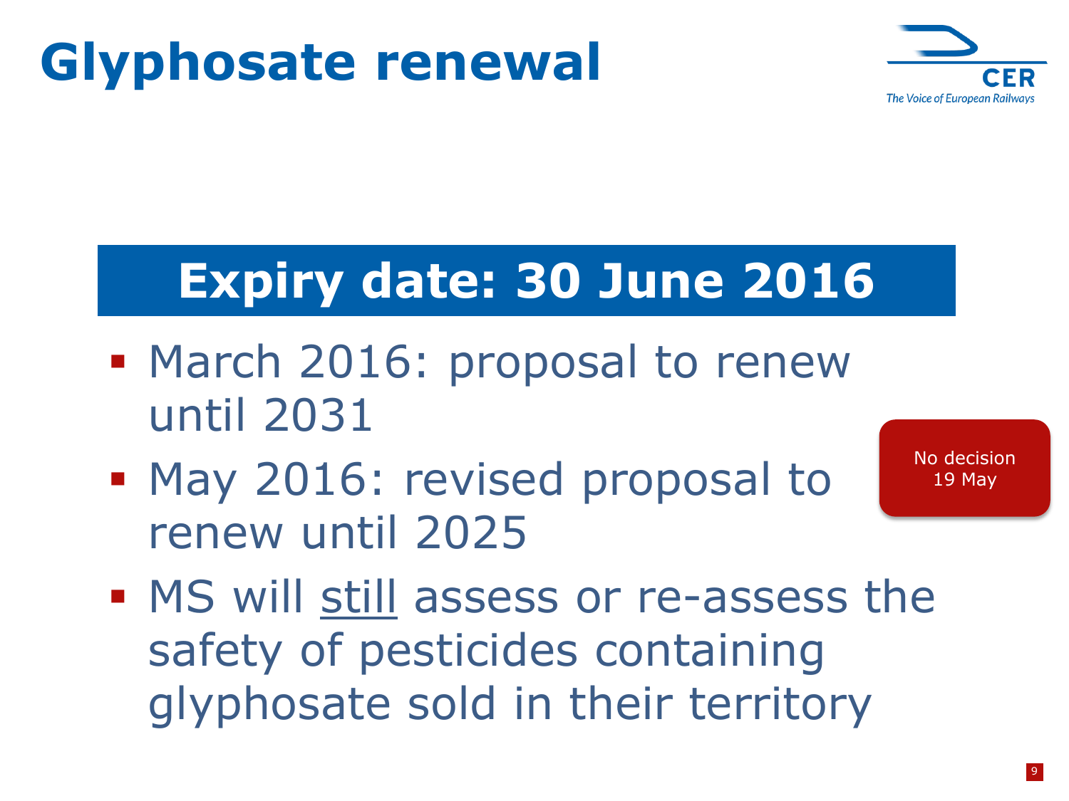# Glyphosate renewal

CER
The Voice of European Railways

## Expiry date: 30 June 2016

- March 2016: proposal to renew until 2031
- May 2016: revised proposal to renew until 2025

No decision 19 May

- MS will <u>still</u> assess or re-assess the safety of pesticides containing glyphosate sold in their territory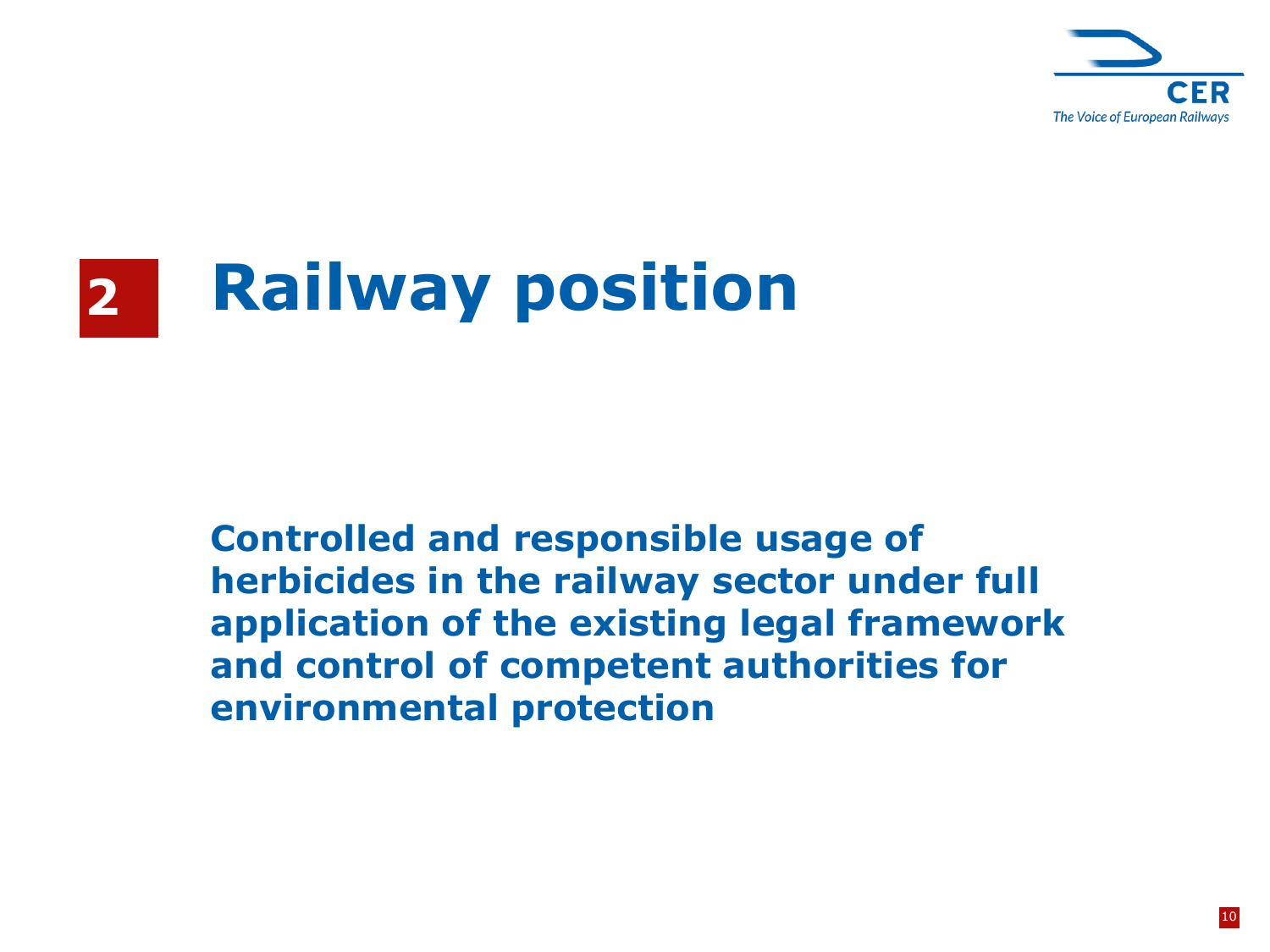# 2 Railway position

**Controlled and responsible usage of herbicides in the railway sector under full application of the existing legal framework and control of competent authorities for environmental protection**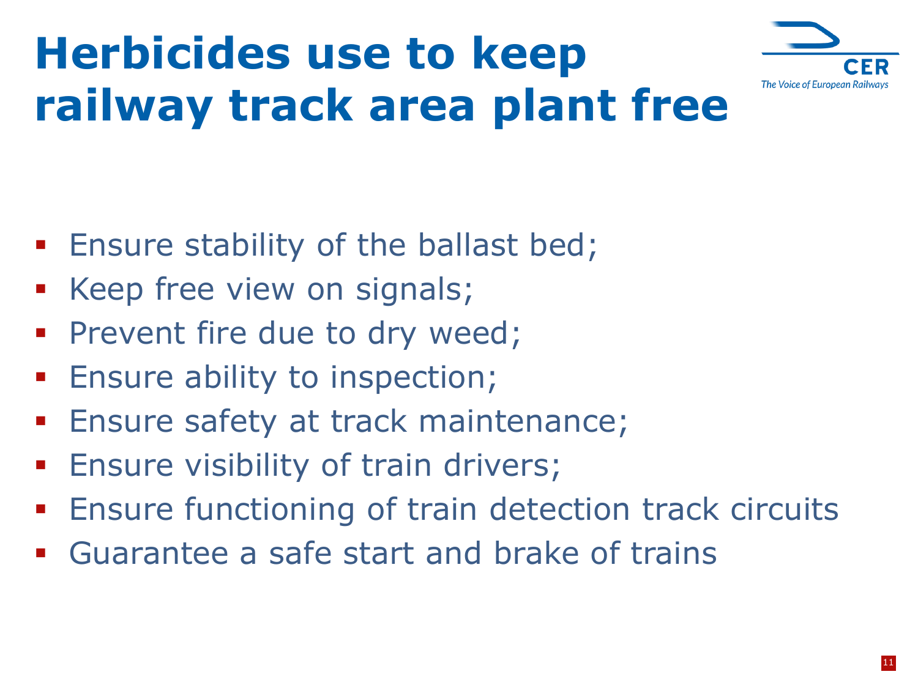# Herbicides use to keep railway track area plant free

- Ensure stability of the ballast bed;
- Keep free view on signals;
- Prevent fire due to dry weed;
- Ensure ability to inspection;
- Ensure safety at track maintenance;
- Ensure visibility of train drivers;
- Ensure functioning of train detection track circuits
- Guarantee a safe start and brake of trains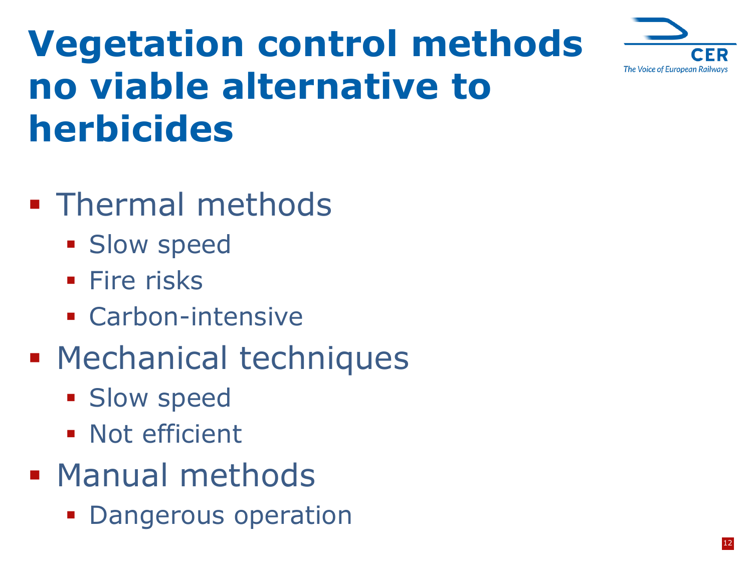# Vegetation control methods no viable alternative to herbicides

- Thermal methods
  - Slow speed
  - Fire risks
  - Carbon-intensive
- Mechanical techniques
  - Slow speed
  - Not efficient
- Manual methods
  - Dangerous operation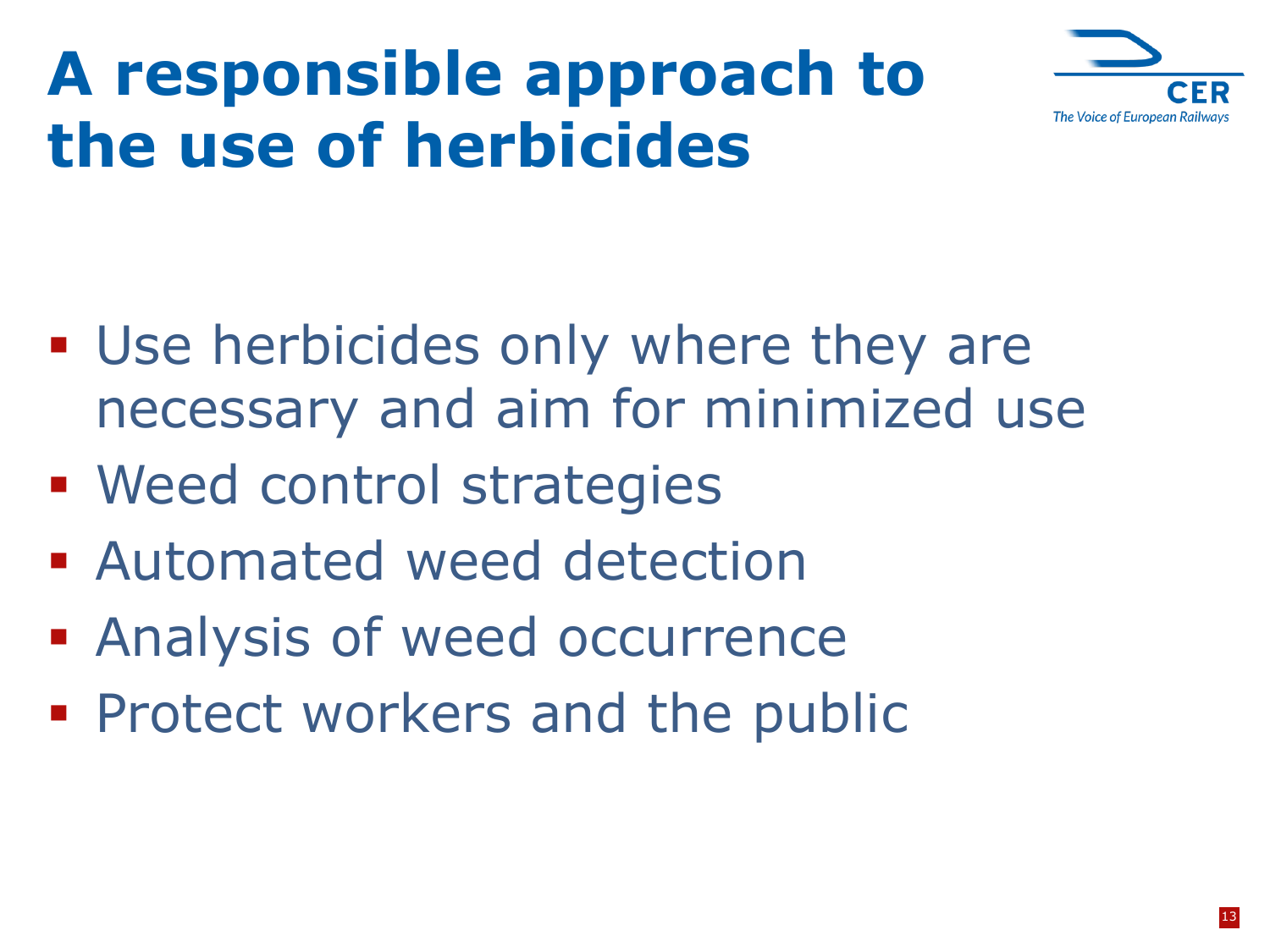# A responsible approach to the use of herbicides

- Use herbicides only where they are necessary and aim for minimized use
- Weed control strategies
- Automated weed detection
- Analysis of weed occurrence
- Protect workers and the public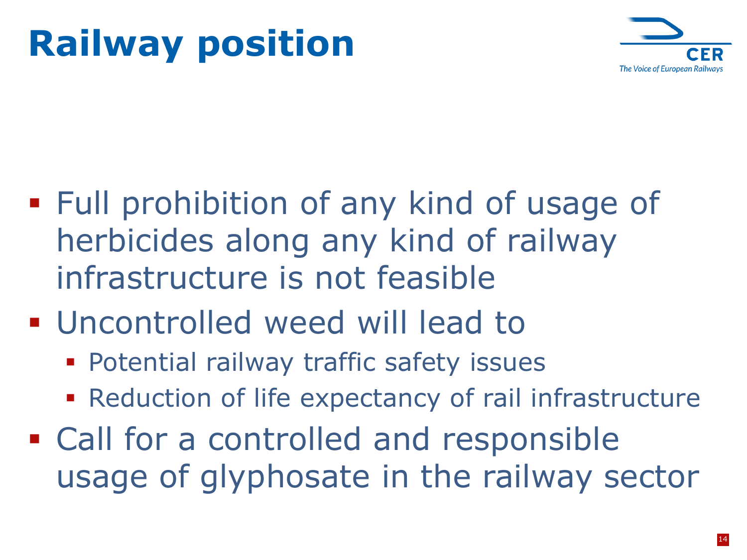# Railway position

- Full prohibition of any kind of usage of herbicides along any kind of railway infrastructure is not feasible
- Uncontrolled weed will lead to
  - Potential railway traffic safety issues
  - Reduction of life expectancy of rail infrastructure
- Call for a controlled and responsible usage of glyphosate in the railway sector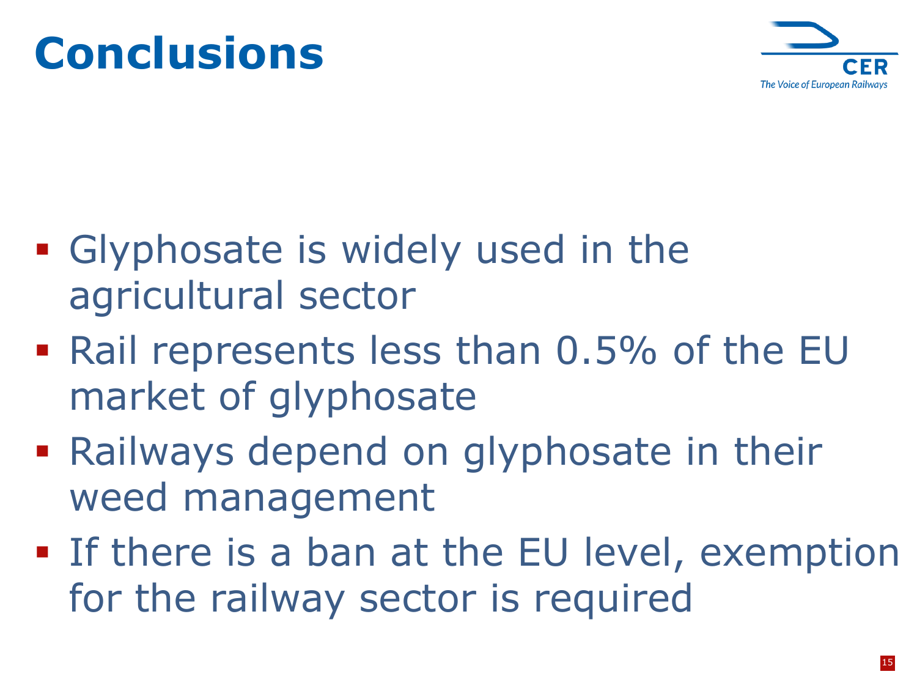# Conclusions

- Glyphosate is widely used in the agricultural sector
- Rail represents less than 0.5% of the EU market of glyphosate
- Railways depend on glyphosate in their weed management
- If there is a ban at the EU level, exemption for the railway sector is required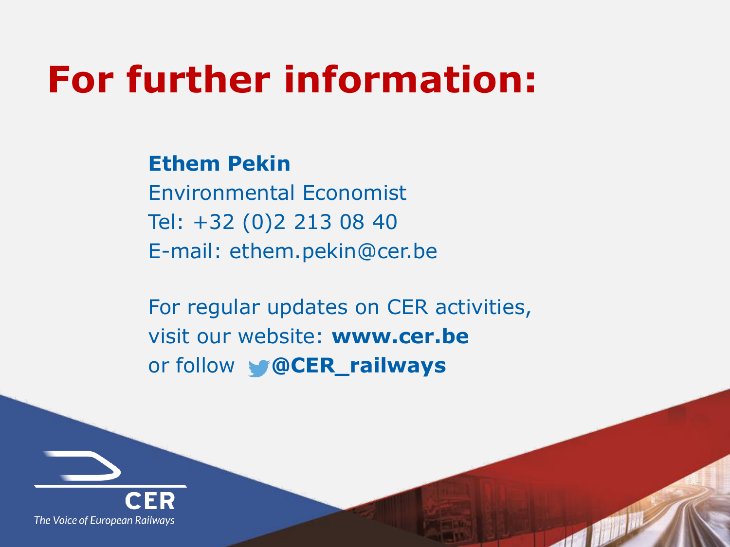# For further information:

**Ethem Pekin**
Environmental Economist
Tel: +32 (0)2 213 08 40
E-mail: ethem.pekin@cer.be

For regular updates on CER activities, visit our website: **www.cer.be** or follow **@CER_railways**

CER
The Voice of European Railways